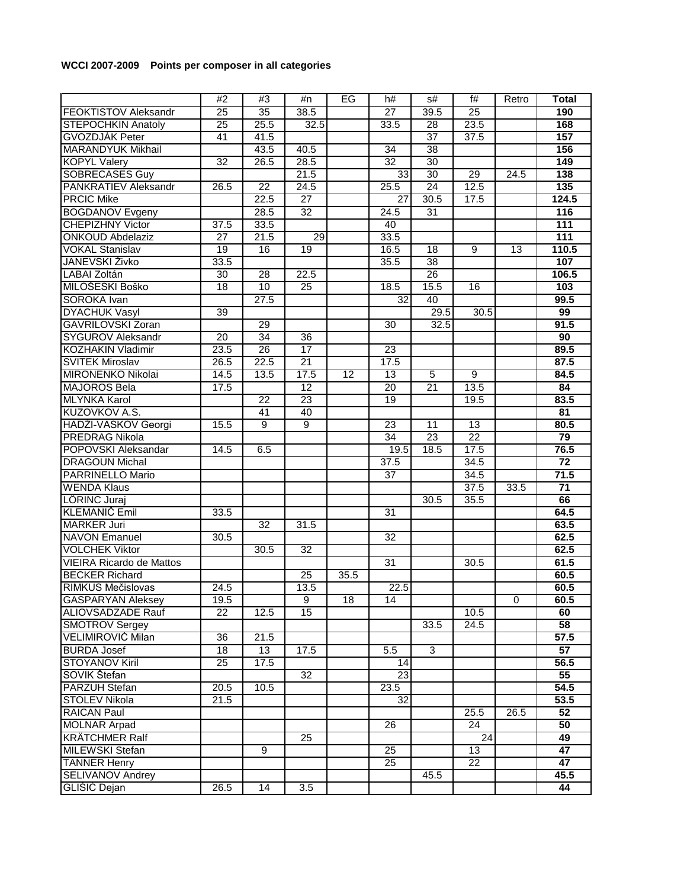**WCCI 2007-2009 Points per composer in all categories**

| | #2 | #3 | #n | EG | h# | s# | f# | Retro | Total |
|---|---|---|---|---|---|---|---|---|---|
| FEOKTISTOV Aleksandr | 25 | 35 | 38.5 | | 27 | 39.5 | 25 | | 190 |
| STEPOCHKIN Anatoly | 25 | 25.5 | 32.5 | | 33.5 | 28 | 23.5 | | 168 |
| GVOZDJÁK Peter | 41 | 41.5 | | | | 37 | 37.5 | | 157 |
| MARANDYUK Mikhail | | 43.5 | 40.5 | | 34 | 38 | | | 156 |
| KOPYL Valery | 32 | 26.5 | 28.5 | | 32 | 30 | | | 149 |
| SOBRECASES Guy | | | 21.5 | | 33 | 30 | 29 | 24.5 | 138 |
| PANKRATIEV Aleksandr | 26.5 | 22 | 24.5 | | 25.5 | 24 | 12.5 | | 135 |
| PRCIC Mike | | 22.5 | 27 | | 27 | 30.5 | 17.5 | | 124.5 |
| BOGDANOV Evgeny | | 28.5 | 32 | | 24.5 | 31 | | | 116 |
| CHEPIZHNY Victor | 37.5 | 33.5 | | | 40 | | | | 111 |
| ONKOUD Abdelaziz | 27 | 21.5 | 29 | | 33.5 | | | | 111 |
| VOKAL Stanislav | 19 | 16 | 19 | | 16.5 | 18 | 9 | 13 | 110.5 |
| JANEVSKI Živko | 33.5 | | | | 35.5 | 38 | | | 107 |
| LABAI Zoltán | 30 | 28 | 22.5 | | | 26 | | | 106.5 |
| MILOŠESKI Boško | 18 | 10 | 25 | | 18.5 | 15.5 | 16 | | 103 |
| SOROKA Ivan | | 27.5 | | | 32 | 40 | | | 99.5 |
| DYACHUK Vasyl | 39 | | | | | 29.5 | 30.5 | | 99 |
| GAVRILOVSKI Zoran | | 29 | | | 30 | 32.5 | | | 91.5 |
| SYGUROV Aleksandr | 20 | 34 | 36 | | | | | | 90 |
| KOZHAKIN Vladimir | 23.5 | 26 | 17 | | 23 | | | | 89.5 |
| SVITEK Miroslav | 26.5 | 22.5 | 21 | | 17.5 | | | | 87.5 |
| MIRONENKO Nikolai | 14.5 | 13.5 | 17.5 | 12 | 13 | 5 | 9 | | 84.5 |
| MAJOROS Bela | 17.5 | | 12 | | 20 | 21 | 13.5 | | 84 |
| MLYNKA Karol | | 22 | 23 | | 19 | | 19.5 | | 83.5 |
| KUZOVKOV A.S. | | 41 | 40 | | | | | | 81 |
| HADŽI-VASKOV Georgi | 15.5 | 9 | 9 | | 23 | 11 | 13 | | 80.5 |
| PREDRAG Nikola | | | | | 34 | 23 | 22 | | 79 |
| POPOVSKI Aleksandar | 14.5 | 6.5 | | | 19.5 | 18.5 | 17.5 | | 76.5 |
| DRAGOUN Michal | | | | | 37.5 | | 34.5 | | 72 |
| PARRINELLO Mario | | | | | 37 | | 34.5 | | 71.5 |
| WENDA Klaus | | | | | | | 37.5 | 33.5 | 71 |
| LŐRINC Juraj | | | | | | 30.5 | 35.5 | | 66 |
| KLEMANIČ Emil | 33.5 | | | | 31 | | | | 64.5 |
| MARKER Juri | | 32 | 31.5 | | | | | | 63.5 |
| NAVON Emanuel | 30.5 | | | | 32 | | | | 62.5 |
| VOLCHEK Viktor | | 30.5 | 32 | | | | | | 62.5 |
| VIEIRA Ricardo de Mattos | | | | | 31 | | 30.5 | | 61.5 |
| BECKER Richard | | | 25 | 35.5 | | | | | 60.5 |
| RIMKUS Mečislovas | 24.5 | | 13.5 | | 22.5 | | | | 60.5 |
| GASPARYAN Aleksey | 19.5 | | 9 | 18 | 14 | | | 0 | 60.5 |
| ALIOVSADZADE Rauf | 22 | 12.5 | 15 | | | | 10.5 | | 60 |
| SMOTROV Sergey | | | | | | 33.5 | 24.5 | | 58 |
| VELIMIROVIĆ Milan | 36 | 21.5 | | | | | | | 57.5 |
| BURDA Josef | 18 | 13 | 17.5 | | 5.5 | 3 | | | 57 |
| STOYANOV Kiril | 25 | 17.5 | | | 14 | | | | 56.5 |
| SOVIK Štefan | | | 32 | | 23 | | | | 55 |
| PARZUH Stefan | 20.5 | 10.5 | | | 23.5 | | | | 54.5 |
| STOLEV Nikola | 21.5 | | | | 32 | | | | 53.5 |
| RAICAN Paul | | | | | | | 25.5 | 26.5 | 52 |
| MOLNAR Arpad | | | | | 26 | | 24 | | 50 |
| KRÄTCHMER Ralf | | | 25 | | | | 24 | | 49 |
| MILEWSKI Stefan | | 9 | | | 25 | | 13 | | 47 |
| TANNER Henry | | | | | 25 | | 22 | | 47 |
| SELIVANOV Andrey | | | | | | 45.5 | | | 45.5 |
| GLIŠIĆ Dejan | 26.5 | 14 | 3.5 | | | | | | 44 |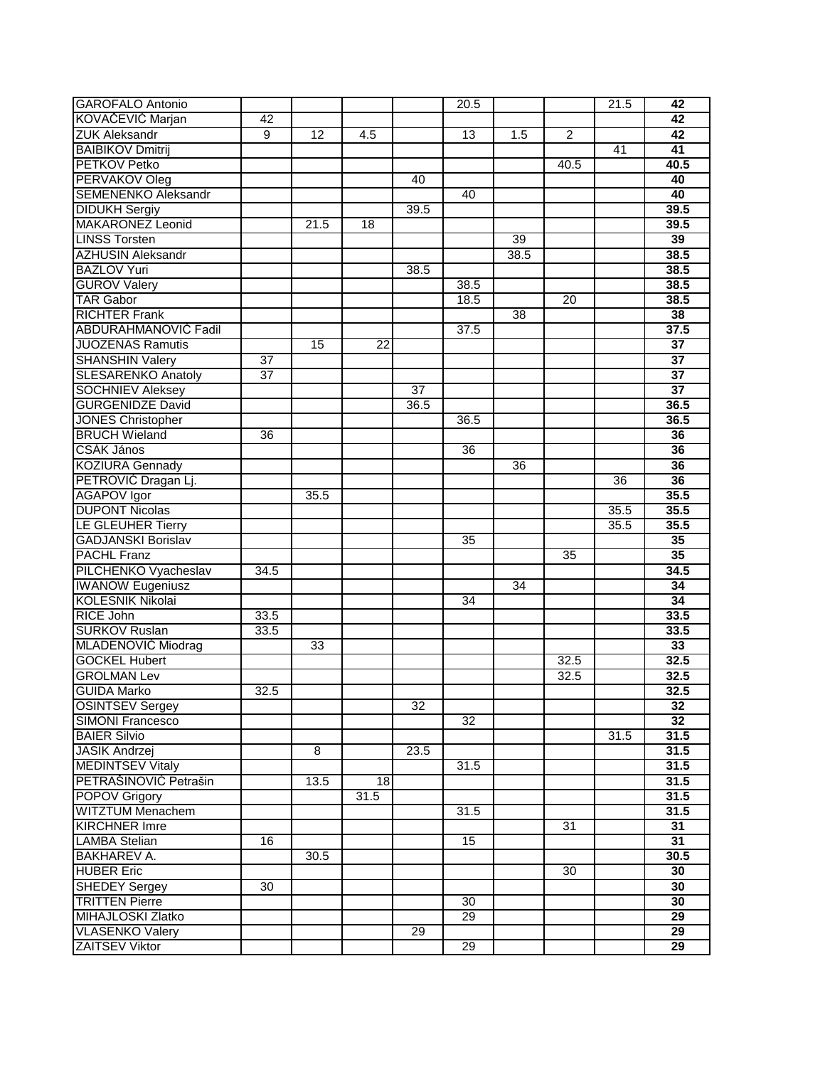| | | | | | | | | | |
|---|---|---|---|---|---|---|---|---|---|
| GAROFALO Antonio | | | | | 20.5 | | | 21.5 | **42** |
| KOVAČEVIĆ Marjan | 42 | | | | | | | | **42** |
| ZUK Aleksandr | 9 | 12 | 4.5 | | 13 | 1.5 | 2 | | **42** |
| BAIBIKOV Dmitrij | | | | | | | | 41 | **41** |
| PETKOV Petko | | | | | | | 40.5 | | **40.5** |
| PERVAKOV Oleg | | | | 40 | | | | | **40** |
| SEMENENKO Aleksandr | | | | | 40 | | | | **40** |
| DIDUKH Sergiy | | | | 39.5 | | | | | **39.5** |
| MAKARONEZ Leonid | | 21.5 | 18 | | | | | | **39.5** |
| LINSS Torsten | | | | | | 39 | | | **39** |
| AZHUSIN Aleksandr | | | | | | 38.5 | | | **38.5** |
| BAZLOV Yuri | | | | 38.5 | | | | | **38.5** |
| GUROV Valery | | | | | 38.5 | | | | **38.5** |
| TAR Gabor | | | | | 18.5 | | 20 | | **38.5** |
| RICHTER Frank | | | | | | 38 | | | **38** |
| ABDURAHMANOVIĆ Fadil | | | | | 37.5 | | | | **37.5** |
| JUOZENAS Ramutis | | 15 | 22 | | | | | | **37** |
| SHANSHIN Valery | 37 | | | | | | | | **37** |
| SLESARENKO Anatoly | 37 | | | | | | | | **37** |
| SOCHNIEV Aleksey | | | | 37 | | | | | **37** |
| GURGENIDZE David | | | | 36.5 | | | | | **36.5** |
| JONES Christopher | | | | | 36.5 | | | | **36.5** |
| BRUCH Wieland | 36 | | | | | | | | **36** |
| CSÁK János | | | | | 36 | | | | **36** |
| KOZIURA Gennady | | | | | | 36 | | | **36** |
| PETROVIĆ Dragan Lj. | | | | | | | | 36 | **36** |
| AGAPOV Igor | | 35.5 | | | | | | | **35.5** |
| DUPONT Nicolas | | | | | | | | 35.5 | **35.5** |
| LE GLEUHER Tierry | | | | | | | | 35.5 | **35.5** |
| GADJANSKI Borislav | | | | | 35 | | | | **35** |
| PACHL Franz | | | | | | | 35 | | **35** |
| PILCHENKO Vyacheslav | 34.5 | | | | | | | | **34.5** |
| IWANOW Eugeniusz | | | | | | 34 | | | **34** |
| KOLESNIK Nikolai | | | | | 34 | | | | **34** |
| RICE John | 33.5 | | | | | | | | **33.5** |
| SURKOV Ruslan | 33.5 | | | | | | | | **33.5** |
| MLADENOVIĆ Miodrag | | 33 | | | | | | | **33** |
| GOCKEL Hubert | | | | | | | 32.5 | | **32.5** |
| GROLMAN Lev | | | | | | | 32.5 | | **32.5** |
| GUIDA Marko | 32.5 | | | | | | | | **32.5** |
| OSINTSEV Sergey | | | | 32 | | | | | **32** |
| SIMONI Francesco | | | | | 32 | | | | **32** |
| BAIER Silvio | | | | | | | | 31.5 | **31.5** |
| JASIK Andrzej | | 8 | | 23.5 | | | | | **31.5** |
| MEDINTSEV Vitaly | | | | | 31.5 | | | | **31.5** |
| PETRAŠINOVIĆ Petrašin | | 13.5 | 18 | | | | | | **31.5** |
| POPOV Grigory | | | 31.5 | | | | | | **31.5** |
| WITZTUM Menachem | | | | | 31.5 | | | | **31.5** |
| KIRCHNER Imre | | | | | | | 31 | | **31** |
| LAMBA Stelian | 16 | | | | 15 | | | | **31** |
| BAKHAREV A. | | 30.5 | | | | | | | **30.5** |
| HUBER Eric | | | | | | | 30 | | **30** |
| SHEDEY Sergey | 30 | | | | | | | | **30** |
| TRITTEN Pierre | | | | | 30 | | | | **30** |
| MIHAJLOSKI Zlatko | | | | | 29 | | | | **29** |
| VLASENKO Valery | | | | 29 | | | | | **29** |
| ZAITSEV Viktor | | | | | 29 | | | | **29** |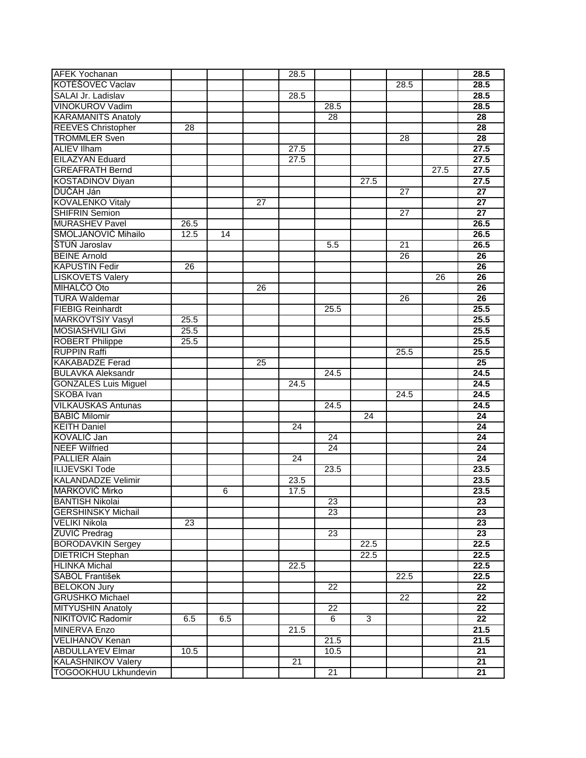| | | | | | | | | | |
|---|---|---|---|---|---|---|---|---|---|
| AFEK Yochanan | | | | 28.5 | | | | | **28.5** |
| KOTĚŠOVEC Vaclav | | | | | | | 28.5 | | **28.5** |
| SALAI Jr. Ladislav | | | | 28.5 | | | | | **28.5** |
| VINOKUROV Vadim | | | | | 28.5 | | | | **28.5** |
| KARAMANITS Anatoly | | | | | 28 | | | | **28** |
| REEVES Christopher | 28 | | | | | | | | **28** |
| TROMMLER Sven | | | | | | | 28 | | **28** |
| ALIEV Ilham | | | | 27.5 | | | | | **27.5** |
| EILAZYAN Eduard | | | | 27.5 | | | | | **27.5** |
| GREAFRATH Bernd | | | | | | | | 27.5 | **27.5** |
| KOSTADINOV Diyan | | | | | | 27.5 | | | **27.5** |
| DUČÁH Ján | | | | | | | 27 | | **27** |
| KOVALENKO Vitaly | | | 27 | | | | | | **27** |
| SHIFRIN Semion | | | | | | | 27 | | **27** |
| MURASHEV Pavel | 26.5 | | | | | | | | **26.5** |
| SMOLJANOVIĆ Mihailo | 12.5 | 14 | | | | | | | **26.5** |
| ŠTŮŇ Jaroslav | | | | | 5.5 | | 21 | | **26.5** |
| BEINE Arnold | | | | | | | 26 | | **26** |
| KAPUSTIN Fedir | 26 | | | | | | | | **26** |
| LISKOVETS Valery | | | | | | | | 26 | **26** |
| MIHALČO Oto | | | 26 | | | | | | **26** |
| TURA Waldemar | | | | | | | 26 | | **26** |
| FIEBIG Reinhardt | | | | | 25.5 | | | | **25.5** |
| MARKOVTSIY Vasyl | 25.5 | | | | | | | | **25.5** |
| MOSIASHVILI Givi | 25.5 | | | | | | | | **25.5** |
| ROBERT Philippe | 25.5 | | | | | | | | **25.5** |
| RUPPIN Raffi | | | | | | | 25.5 | | **25.5** |
| KAKABADZE Ferad | | | 25 | | | | | | **25** |
| BULAVKA Aleksandr | | | | | 24.5 | | | | **24.5** |
| GONZALES Luis Miguel | | | | 24.5 | | | | | **24.5** |
| SKOBA Ivan | | | | | | | 24.5 | | **24.5** |
| VILKAUSKAS Antunas | | | | | 24.5 | | | | **24.5** |
| BABIĆ Milomir | | | | | | 24 | | | **24** |
| KEITH Daniel | | | | 24 | | | | | **24** |
| KOVALIČ Jan | | | | | 24 | | | | **24** |
| NEEF Wilfried | | | | | 24 | | | | **24** |
| PALLIER Alain | | | | 24 | | | | | **24** |
| ILIJEVSKI Tode | | | | | 23.5 | | | | **23.5** |
| KALANDADZE Velimir | | | | 23.5 | | | | | **23.5** |
| MARKOVIĆ Mirko | | 6 | | 17.5 | | | | | **23.5** |
| BANTISH Nikolai | | | | | 23 | | | | **23** |
| GERSHINSKY Michail | | | | | 23 | | | | **23** |
| VELIKI Nikola | 23 | | | | | | | | **23** |
| ZUVIĆ Predrag | | | | | 23 | | | | **23** |
| BORODAVKIN Sergey | | | | | | 22.5 | | | **22.5** |
| DIETRICH Stephan | | | | | | 22.5 | | | **22.5** |
| HLINKA Michal | | | | 22.5 | | | | | **22.5** |
| SABOL František | | | | | | | 22.5 | | **22.5** |
| BELOKON Jury | | | | | 22 | | | | **22** |
| GRUSHKO Michael | | | | | | | 22 | | **22** |
| MITYUSHIN Anatoly | | | | | 22 | | | | **22** |
| NIKITOVIĆ Radomir | 6.5 | 6.5 | | | 6 | 3 | | | **22** |
| MINERVA Enzo | | | | 21.5 | | | | | **21.5** |
| VELIHANOV Kenan | | | | | 21.5 | | | | **21.5** |
| ABDULLAYEV Elmar | 10.5 | | | | 10.5 | | | | **21** |
| KALASHNIKOV Valery | | | | 21 | | | | | **21** |
| TOGOOKHUU Lkhundevin | | | | | 21 | | | | **21** |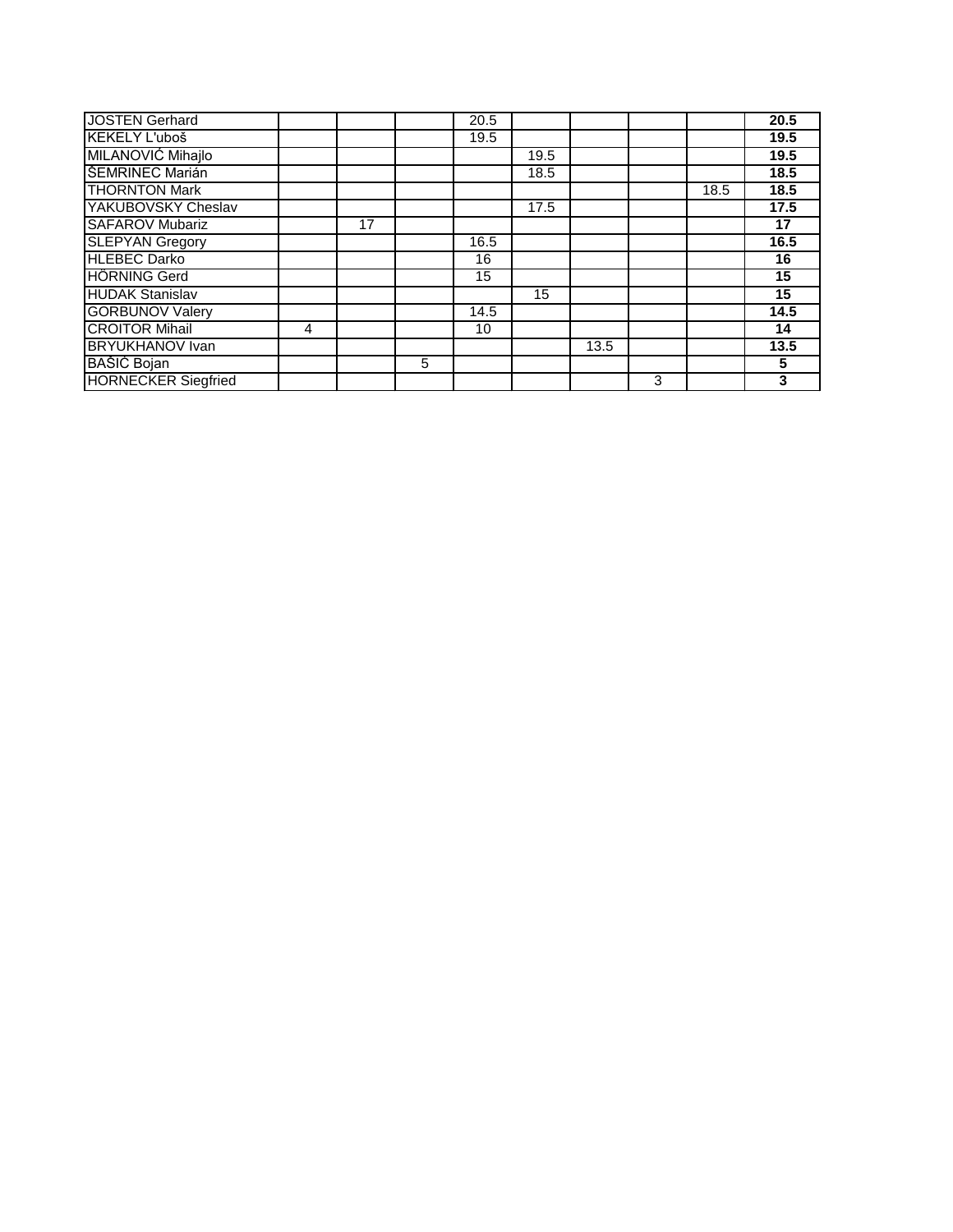| | | | | | | | | | |
|---|---|---|---|---|---|---|---|---|---|
| JOSTEN Gerhard | | | | 20.5 | | | | | **20.5** |
| KEKELY L'uboš | | | | 19.5 | | | | | **19.5** |
| MILANOVIĆ Mihajlo | | | | | 19.5 | | | | **19.5** |
| ŠEMRINEC Marián | | | | | 18.5 | | | | **18.5** |
| THORNTON Mark | | | | | | | | 18.5 | **18.5** |
| YAKUBOVSKY Cheslav | | | | | 17.5 | | | | **17.5** |
| SAFAROV Mubariz | | 17 | | | | | | | **17** |
| SLEPYAN Gregory | | | | 16.5 | | | | | **16.5** |
| HLEBEC Darko | | | | 16 | | | | | **16** |
| HÖRNING Gerd | | | | 15 | | | | | **15** |
| HUDAK Stanislav | | | | | 15 | | | | **15** |
| GORBUNOV Valery | | | | 14.5 | | | | | **14.5** |
| CROITOR Mihail | 4 | | | 10 | | | | | **14** |
| BRYUKHANOV Ivan | | | | | | 13.5 | | | **13.5** |
| BAŠIČ Bojan | | | 5 | | | | | | **5** |
| HORNECKER Siegfried | | | | | | | 3 | | **3** |